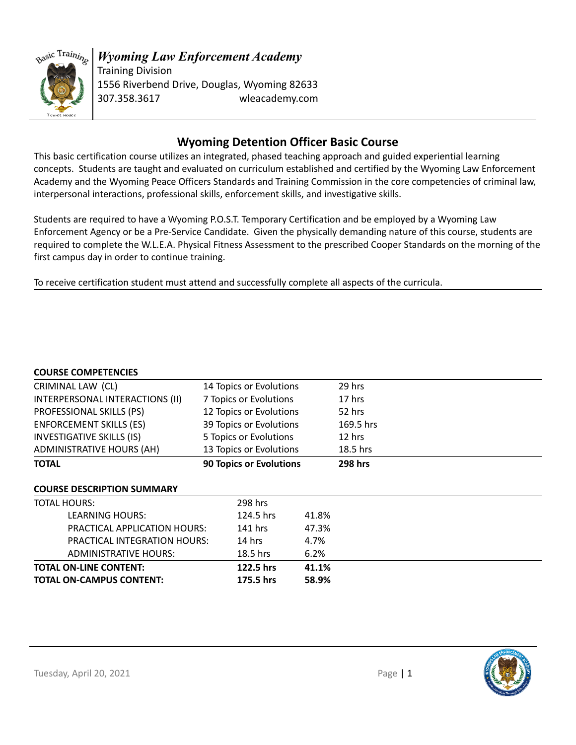*Wyoming Law Enforcement Academy*
Training Division
1556 Riverbend Drive, Douglas, Wyoming 82633
307.358.3617 wleacademy.com

## Wyoming Detention Officer Basic Course

This basic certification course utilizes an integrated, phased teaching approach and guided experiential learning concepts. Students are taught and evaluated on curriculum established and certified by the Wyoming Law Enforcement Academy and the Wyoming Peace Officers Standards and Training Commission in the core competencies of criminal law, interpersonal interactions, professional skills, enforcement skills, and investigative skills.

Students are required to have a Wyoming P.O.S.T. Temporary Certification and be employed by a Wyoming Law Enforcement Agency or be a Pre-Service Candidate. Given the physically demanding nature of this course, students are required to complete the W.L.E.A. Physical Fitness Assessment to the prescribed Cooper Standards on the morning of the first campus day in order to continue training.

To receive certification student must attend and successfully complete all aspects of the curricula.

**COURSE COMPETENCIES**

| | | |
|---|---|---|
| CRIMINAL LAW (CL) | 14 Topics or Evolutions | 29 hrs |
| INTERPERSONAL INTERACTIONS (II) | 7 Topics or Evolutions | 17 hrs |
| PROFESSIONAL SKILLS (PS) | 12 Topics or Evolutions | 52 hrs |
| ENFORCEMENT SKILLS (ES) | 39 Topics or Evolutions | 169.5 hrs |
| INVESTIGATIVE SKILLS (IS) | 5 Topics or Evolutions | 12 hrs |
| ADMINISTRATIVE HOURS (AH) | 13 Topics or Evolutions | 18.5 hrs |
| **TOTAL** | **90 Topics or Evolutions** | **298 hrs** |

**COURSE DESCRIPTION SUMMARY**

| | | |
|---|---|---|
| TOTAL HOURS: | 298 hrs | |
| LEARNING HOURS: | 124.5 hrs | 41.8% |
| PRACTICAL APPLICATION HOURS: | 141 hrs | 47.3% |
| PRACTICAL INTEGRATION HOURS: | 14 hrs | 4.7% |
| ADMINISTRATIVE HOURS: | 18.5 hrs | 6.2% |
| **TOTAL ON-LINE CONTENT:** | **122.5 hrs** | **41.1%** |
| **TOTAL ON-CAMPUS CONTENT:** | **175.5 hrs** | **58.9%** |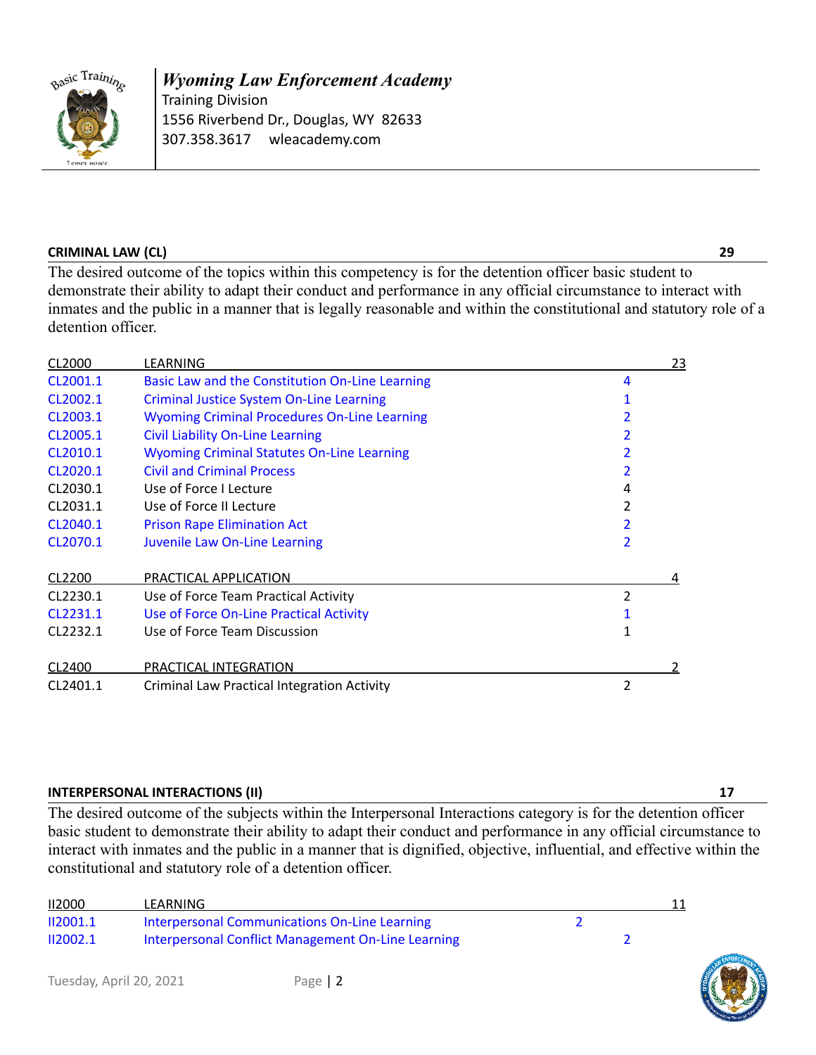## CRIMINAL LAW (CL) 29

The desired outcome of the topics within this competency is for the detention officer basic student to demonstrate their ability to adapt their conduct and performance in any official circumstance to interact with inmates and the public in a manner that is legally reasonable and within the constitutional and statutory role of a detention officer.

| Code | Topic | Hours | Total |
|---|---|---|---|
| CL2000 | LEARNING | | 23 |
| CL2001.1 | Basic Law and the Constitution On-Line Learning | 4 | |
| CL2002.1 | Criminal Justice System On-Line Learning | 1 | |
| CL2003.1 | Wyoming Criminal Procedures On-Line Learning | 2 | |
| CL2005.1 | Civil Liability On-Line Learning | 2 | |
| CL2010.1 | Wyoming Criminal Statutes On-Line Learning | 2 | |
| CL2020.1 | Civil and Criminal Process | 2 | |
| CL2030.1 | Use of Force I Lecture | 4 | |
| CL2031.1 | Use of Force II Lecture | 2 | |
| CL2040.1 | Prison Rape Elimination Act | 2 | |
| CL2070.1 | Juvenile Law On-Line Learning | 2 | |
| CL2200 | PRACTICAL APPLICATION | | 4 |
| CL2230.1 | Use of Force Team Practical Activity | 2 | |
| CL2231.1 | Use of Force On-Line Practical Activity | 1 | |
| CL2232.1 | Use of Force Team Discussion | 1 | |
| CL2400 | PRACTICAL INTEGRATION | | 2 |
| CL2401.1 | Criminal Law Practical Integration Activity | 2 | |

## INTERPERSONAL INTERACTIONS (II) 17

The desired outcome of the subjects within the Interpersonal Interactions category is for the detention officer basic student to demonstrate their ability to adapt their conduct and performance in any official circumstance to interact with inmates and the public in a manner that is dignified, objective, influential, and effective within the constitutional and statutory role of a detention officer.

| Code | Topic | Hours | Total |
|---|---|---|---|
| II2000 | LEARNING | | 11 |
| II2001.1 | Interpersonal Communications On-Line Learning | 2 | |
| II2002.1 | Interpersonal Conflict Management On-Line Learning | 2 | |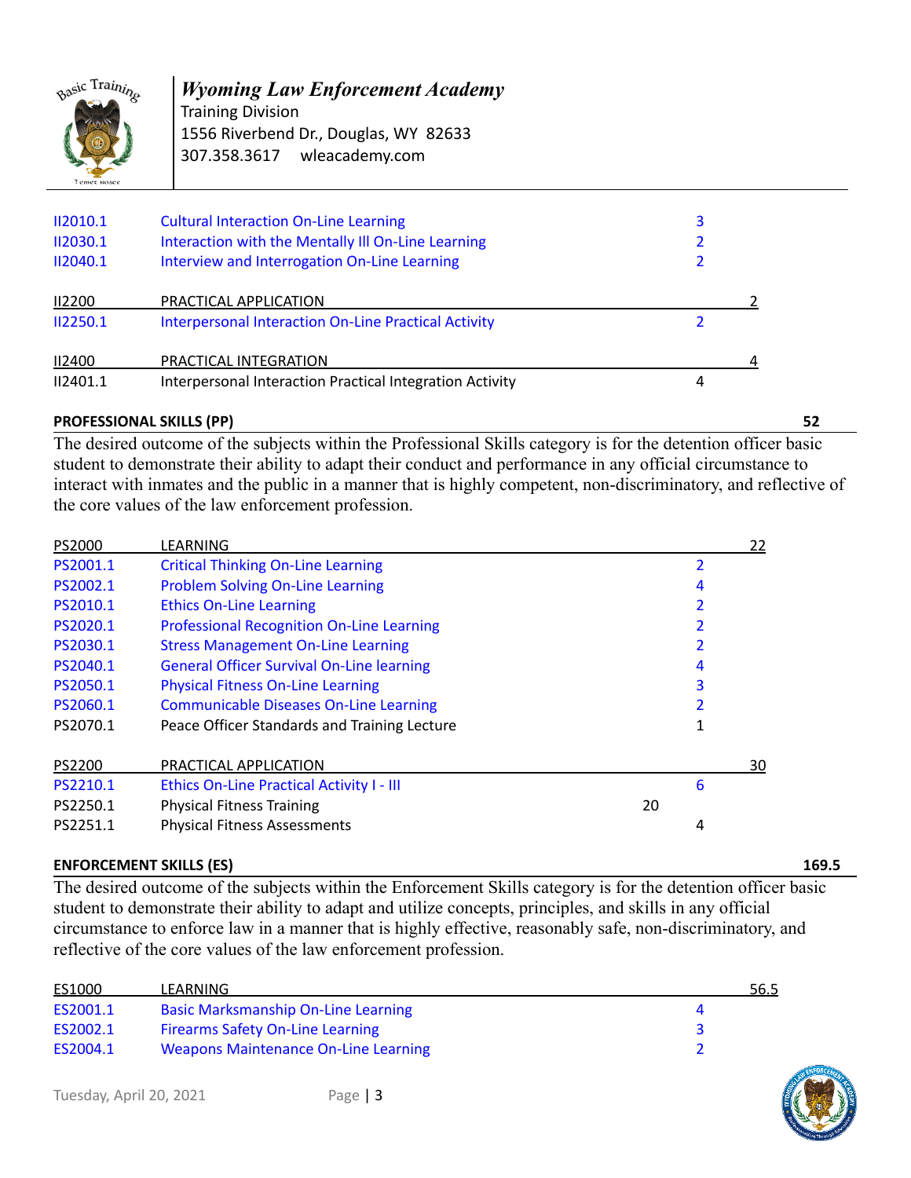| | | | | |
|---|---|---|---|---|
| II2010.1 | Cultural Interaction On-Line Learning | | 3 | |
| II2030.1 | Interaction with the Mentally Ill On-Line Learning | | 2 | |
| II2040.1 | Interview and Interrogation On-Line Learning | | 2 | |
| II2200 | PRACTICAL APPLICATION | | | 2 |
| II2250.1 | Interpersonal Interaction On-Line Practical Activity | | 2 | |
| II2400 | PRACTICAL INTEGRATION | | | 4 |
| II2401.1 | Interpersonal Interaction Practical Integration Activity | | 4 | |

## PROFESSIONAL SKILLS (PP) — 52

The desired outcome of the subjects within the Professional Skills category is for the detention officer basic student to demonstrate their ability to adapt their conduct and performance in any official circumstance to interact with inmates and the public in a manner that is highly competent, non-discriminatory, and reflective of the core values of the law enforcement profession.

| | | | | |
|---|---|---|---|---|
| PS2000 | LEARNING | | | 22 |
| PS2001.1 | Critical Thinking On-Line Learning | | 2 | |
| PS2002.1 | Problem Solving On-Line Learning | | 4 | |
| PS2010.1 | Ethics On-Line Learning | | 2 | |
| PS2020.1 | Professional Recognition On-Line Learning | | 2 | |
| PS2030.1 | Stress Management On-Line Learning | | 2 | |
| PS2040.1 | General Officer Survival On-Line learning | | 4 | |
| PS2050.1 | Physical Fitness On-Line Learning | | 3 | |
| PS2060.1 | Communicable Diseases On-Line Learning | | 2 | |
| PS2070.1 | Peace Officer Standards and Training Lecture | | 1 | |
| PS2200 | PRACTICAL APPLICATION | | | 30 |
| PS2210.1 | Ethics On-Line Practical Activity I - III | | 6 | |
| PS2250.1 | Physical Fitness Training | 20 | | |
| PS2251.1 | Physical Fitness Assessments | | 4 | |

## ENFORCEMENT SKILLS (ES) — 169.5

The desired outcome of the subjects within the Enforcement Skills category is for the detention officer basic student to demonstrate their ability to adapt and utilize concepts, principles, and skills in any official circumstance to enforce law in a manner that is highly effective, reasonably safe, non-discriminatory, and reflective of the core values of the law enforcement profession.

| | | | | |
|---|---|---|---|---|
| ES1000 | LEARNING | | | 56.5 |
| ES2001.1 | Basic Marksmanship On-Line Learning | | 4 | |
| ES2002.1 | Firearms Safety On-Line Learning | | 3 | |
| ES2004.1 | Weapons Maintenance On-Line Learning | | 2 | |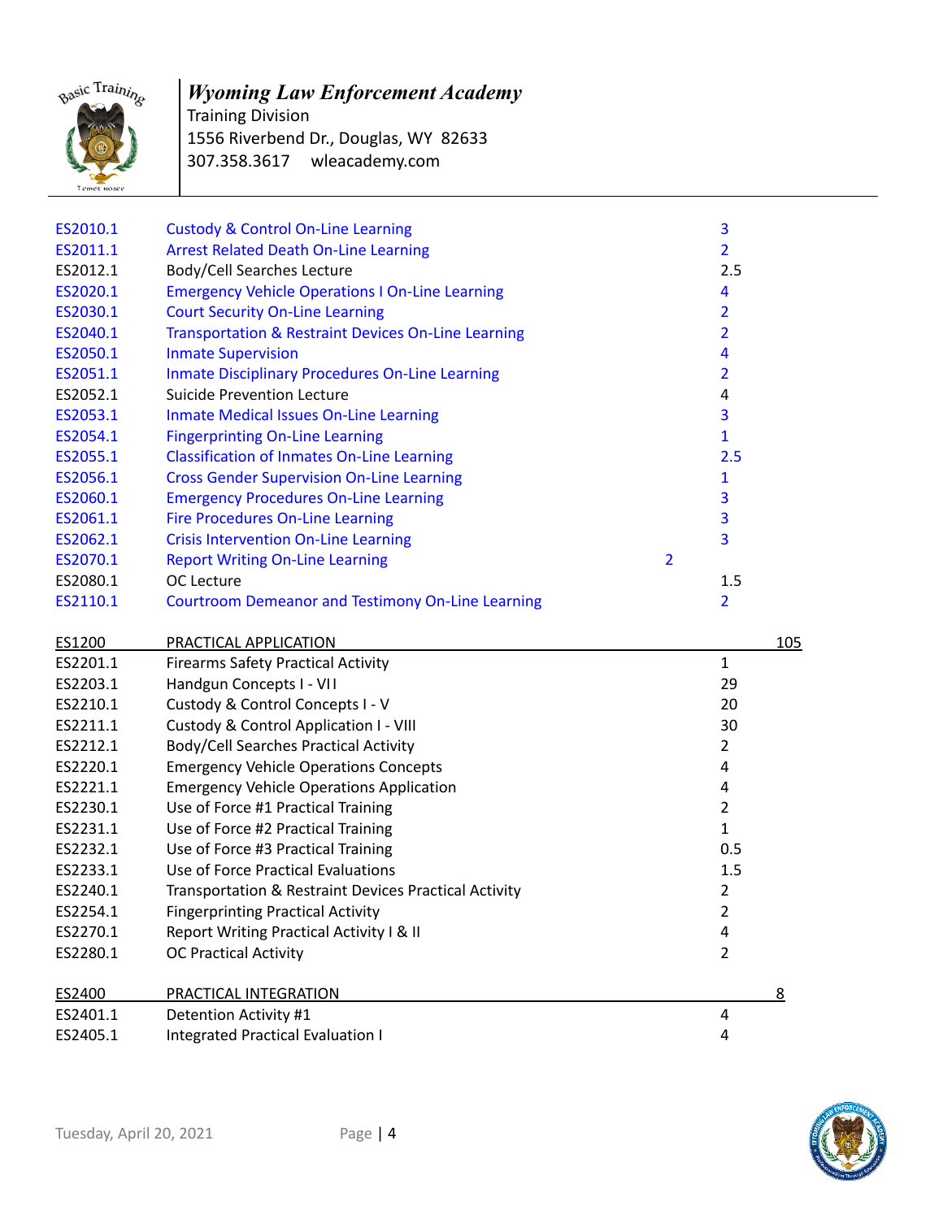***Wyoming Law Enforcement Academy***
Training Division
1556 Riverbend Dr., Douglas, WY 82633
307.358.3617 wleacademy.com

| | | | |
|---|---|---|---|
| ES2010.1 | Custody & Control On-Line Learning | 3 | |
| ES2011.1 | Arrest Related Death On-Line Learning | 2 | |
| ES2012.1 | Body/Cell Searches Lecture | 2.5 | |
| ES2020.1 | Emergency Vehicle Operations I On-Line Learning | 4 | |
| ES2030.1 | Court Security On-Line Learning | 2 | |
| ES2040.1 | Transportation & Restraint Devices On-Line Learning | 2 | |
| ES2050.1 | Inmate Supervision | 4 | |
| ES2051.1 | Inmate Disciplinary Procedures On-Line Learning | 2 | |
| ES2052.1 | Suicide Prevention Lecture | 4 | |
| ES2053.1 | Inmate Medical Issues On-Line Learning | 3 | |
| ES2054.1 | Fingerprinting On-Line Learning | 1 | |
| ES2055.1 | Classification of Inmates On-Line Learning | 2.5 | |
| ES2056.1 | Cross Gender Supervision On-Line Learning | 1 | |
| ES2060.1 | Emergency Procedures On-Line Learning | 3 | |
| ES2061.1 | Fire Procedures On-Line Learning | 3 | |
| ES2062.1 | Crisis Intervention On-Line Learning | 3 | |
| ES2070.1 | Report Writing On-Line Learning | 2 | |
| ES2080.1 | OC Lecture | 1.5 | |
| ES2110.1 | Courtroom Demeanor and Testimony On-Line Learning | 2 | |
| **ES1200** | **PRACTICAL APPLICATION** | | **105** |
| ES2201.1 | Firearms Safety Practical Activity | 1 | |
| ES2203.1 | Handgun Concepts I - VII | 29 | |
| ES2210.1 | Custody & Control Concepts I - V | 20 | |
| ES2211.1 | Custody & Control Application I - VIII | 30 | |
| ES2212.1 | Body/Cell Searches Practical Activity | 2 | |
| ES2220.1 | Emergency Vehicle Operations Concepts | 4 | |
| ES2221.1 | Emergency Vehicle Operations Application | 4 | |
| ES2230.1 | Use of Force #1 Practical Training | 2 | |
| ES2231.1 | Use of Force #2 Practical Training | 1 | |
| ES2232.1 | Use of Force #3 Practical Training | 0.5 | |
| ES2233.1 | Use of Force Practical Evaluations | 1.5 | |
| ES2240.1 | Transportation & Restraint Devices Practical Activity | 2 | |
| ES2254.1 | Fingerprinting Practical Activity | 2 | |
| ES2270.1 | Report Writing Practical Activity I & II | 4 | |
| ES2280.1 | OC Practical Activity | 2 | |
| **ES2400** | **PRACTICAL INTEGRATION** | | **8** |
| ES2401.1 | Detention Activity #1 | 4 | |
| ES2405.1 | Integrated Practical Evaluation I | 4 | |

Tuesday, April 20, 2021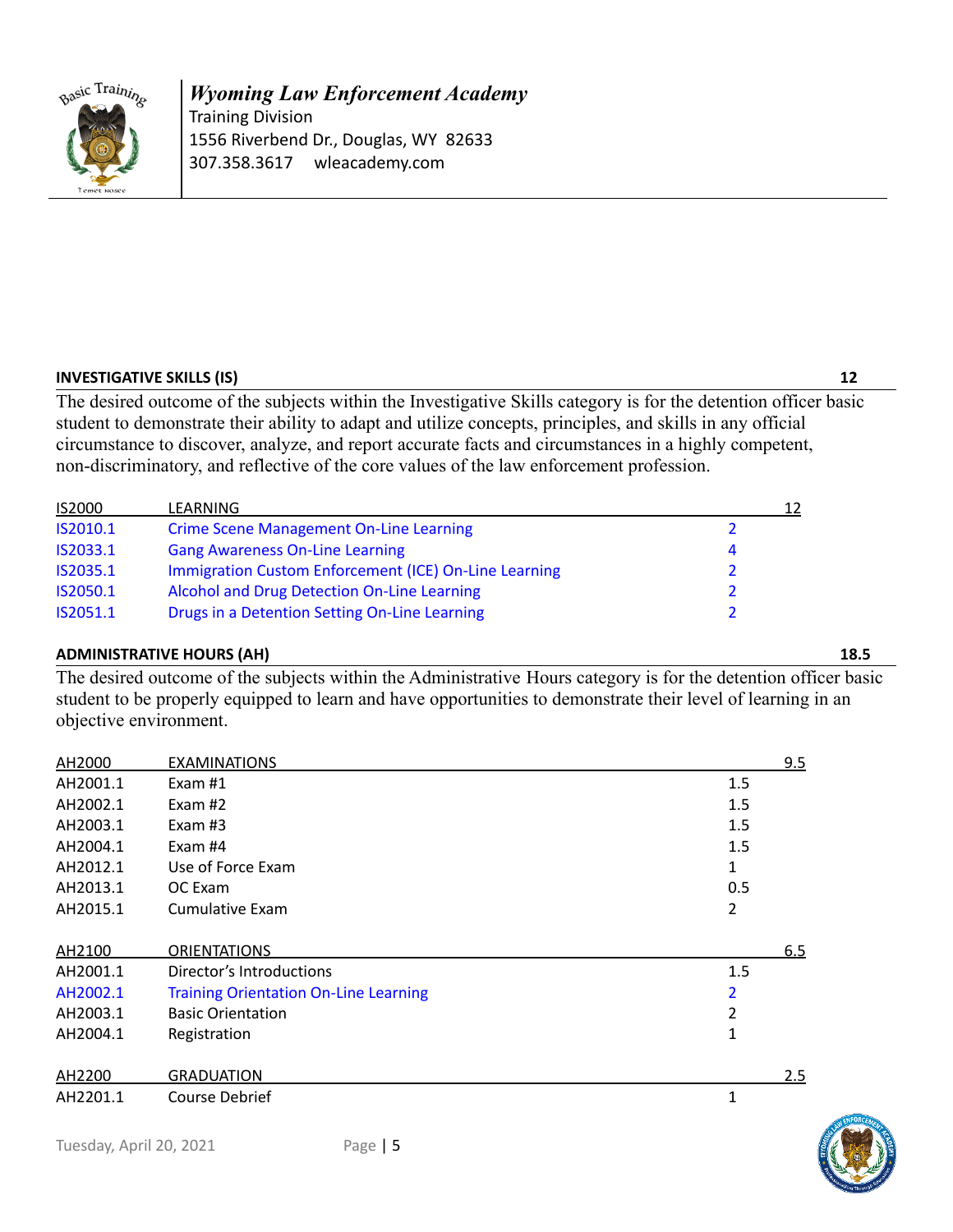*Wyoming Law Enforcement Academy*
Training Division
1556 Riverbend Dr., Douglas, WY 82633
307.358.3617 wleacademy.com

## INVESTIGATIVE SKILLS (IS) — 12

The desired outcome of the subjects within the Investigative Skills category is for the detention officer basic student to demonstrate their ability to adapt and utilize concepts, principles, and skills in any official circumstance to discover, analyze, and report accurate facts and circumstances in a highly competent, non-discriminatory, and reflective of the core values of the law enforcement profession.

| IS2000 | LEARNING | | 12 |
|---|---|---|---|
| IS2010.1 | Crime Scene Management On-Line Learning | 2 | |
| IS2033.1 | Gang Awareness On-Line Learning | 4 | |
| IS2035.1 | Immigration Custom Enforcement (ICE) On-Line Learning | 2 | |
| IS2050.1 | Alcohol and Drug Detection On-Line Learning | 2 | |
| IS2051.1 | Drugs in a Detention Setting On-Line Learning | 2 | |

## ADMINISTRATIVE HOURS (AH) — 18.5

The desired outcome of the subjects within the Administrative Hours category is for the detention officer basic student to be properly equipped to learn and have opportunities to demonstrate their level of learning in an objective environment.

| AH2000 | EXAMINATIONS | | 9.5 |
|---|---|---|---|
| AH2001.1 | Exam #1 | 1.5 | |
| AH2002.1 | Exam #2 | 1.5 | |
| AH2003.1 | Exam #3 | 1.5 | |
| AH2004.1 | Exam #4 | 1.5 | |
| AH2012.1 | Use of Force Exam | 1 | |
| AH2013.1 | OC Exam | 0.5 | |
| AH2015.1 | Cumulative Exam | 2 | |

| AH2100 | ORIENTATIONS | | 6.5 |
|---|---|---|---|
| AH2001.1 | Director's Introductions | 1.5 | |
| AH2002.1 | Training Orientation On-Line Learning | 2 | |
| AH2003.1 | Basic Orientation | 2 | |
| AH2004.1 | Registration | 1 | |

| AH2200 | GRADUATION | | 2.5 |
|---|---|---|---|
| AH2201.1 | Course Debrief | 1 | |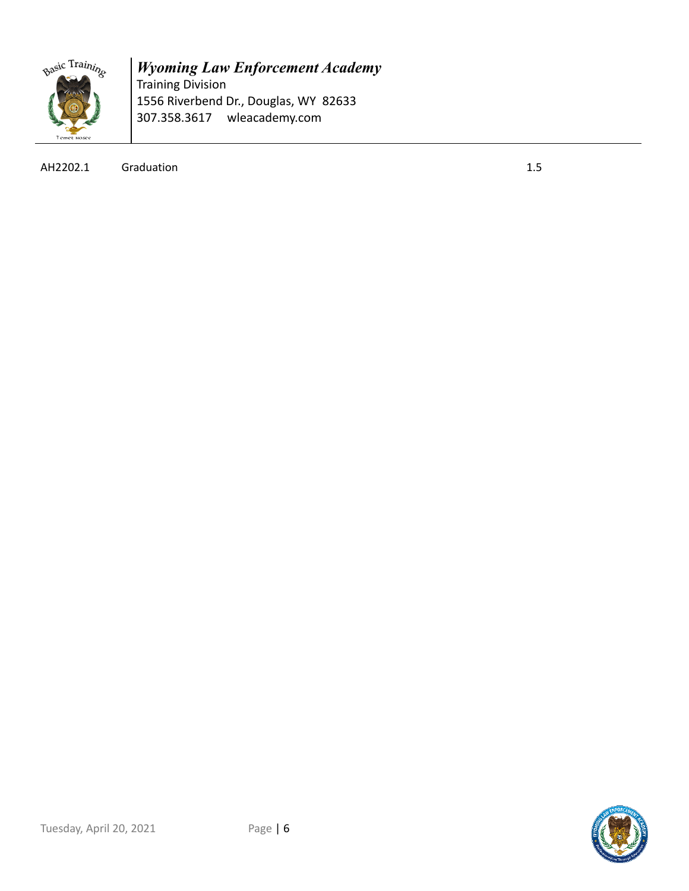| | | |
|---|---|---|
| AH2202.1 | Graduation | 1.5 |